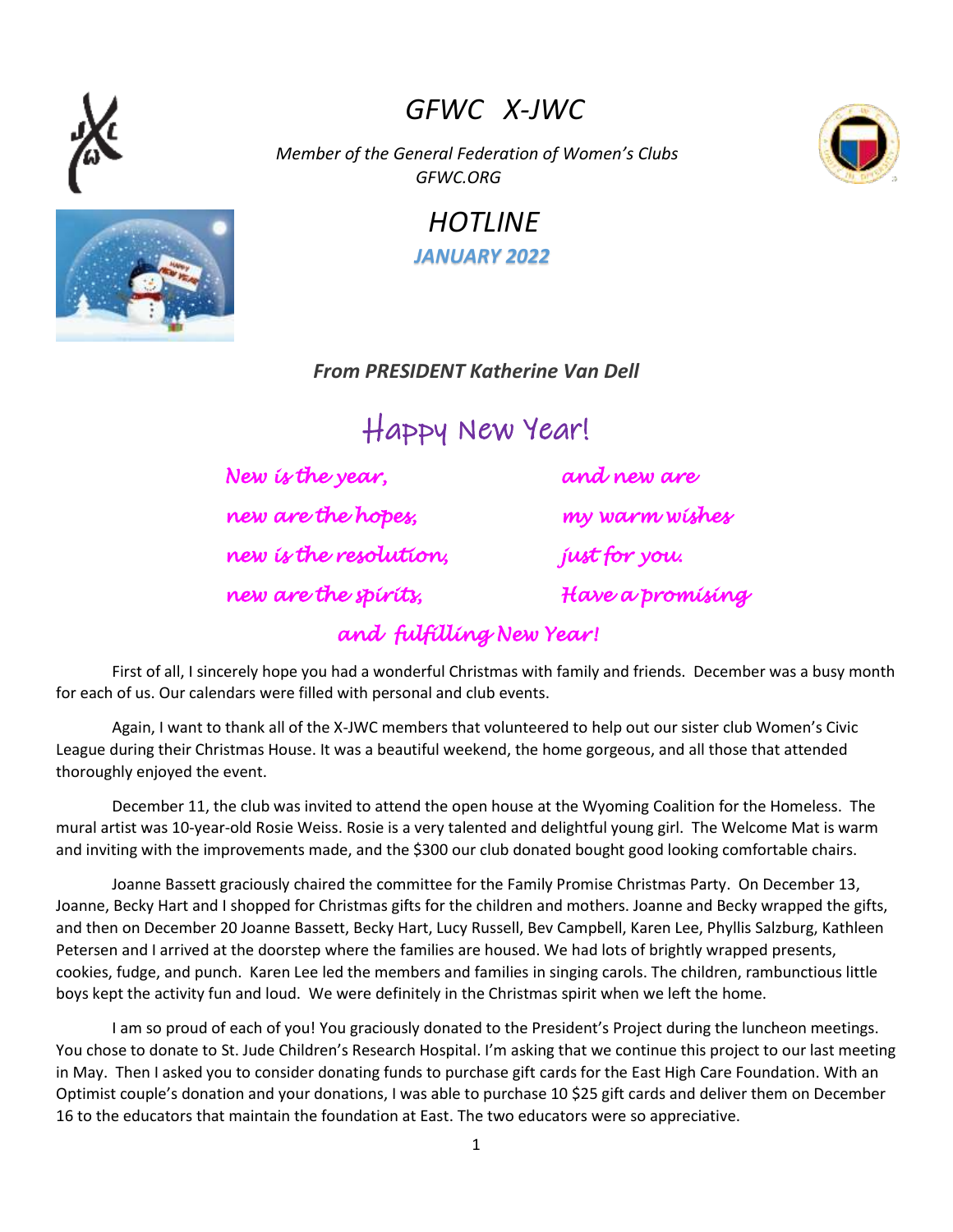# GFWC X-JWC

*Member of the General Federation of Women's Clubs*
*GFWC.ORG*

## HOTLINE

**JANUARY 2022**

***From PRESIDENT Katherine Van Dell***

## Happy New Year!

*New is the year,*
*new are the hopes,*
*new is the resolution,*
*new are the spirits,*
*and new are*
*my warm wishes*
*just for you.*
*Have a promising*
*and fulfilling New Year!*

First of all, I sincerely hope you had a wonderful Christmas with family and friends. December was a busy month for each of us. Our calendars were filled with personal and club events.

Again, I want to thank all of the X-JWC members that volunteered to help out our sister club Women's Civic League during their Christmas House. It was a beautiful weekend, the home gorgeous, and all those that attended thoroughly enjoyed the event.

December 11, the club was invited to attend the open house at the Wyoming Coalition for the Homeless. The mural artist was 10-year-old Rosie Weiss. Rosie is a very talented and delightful young girl. The Welcome Mat is warm and inviting with the improvements made, and the $300 our club donated bought good looking comfortable chairs.

Joanne Bassett graciously chaired the committee for the Family Promise Christmas Party. On December 13, Joanne, Becky Hart and I shopped for Christmas gifts for the children and mothers. Joanne and Becky wrapped the gifts, and then on December 20 Joanne Bassett, Becky Hart, Lucy Russell, Bev Campbell, Karen Lee, Phyllis Salzburg, Kathleen Petersen and I arrived at the doorstep where the families are housed. We had lots of brightly wrapped presents, cookies, fudge, and punch. Karen Lee led the members and families in singing carols. The children, rambunctious little boys kept the activity fun and loud. We were definitely in the Christmas spirit when we left the home.

I am so proud of each of you! You graciously donated to the President's Project during the luncheon meetings. You chose to donate to St. Jude Children's Research Hospital. I'm asking that we continue this project to our last meeting in May. Then I asked you to consider donating funds to purchase gift cards for the East High Care Foundation. With an Optimist couple's donation and your donations, I was able to purchase 10 $25 gift cards and deliver them on December 16 to the educators that maintain the foundation at East. The two educators were so appreciative.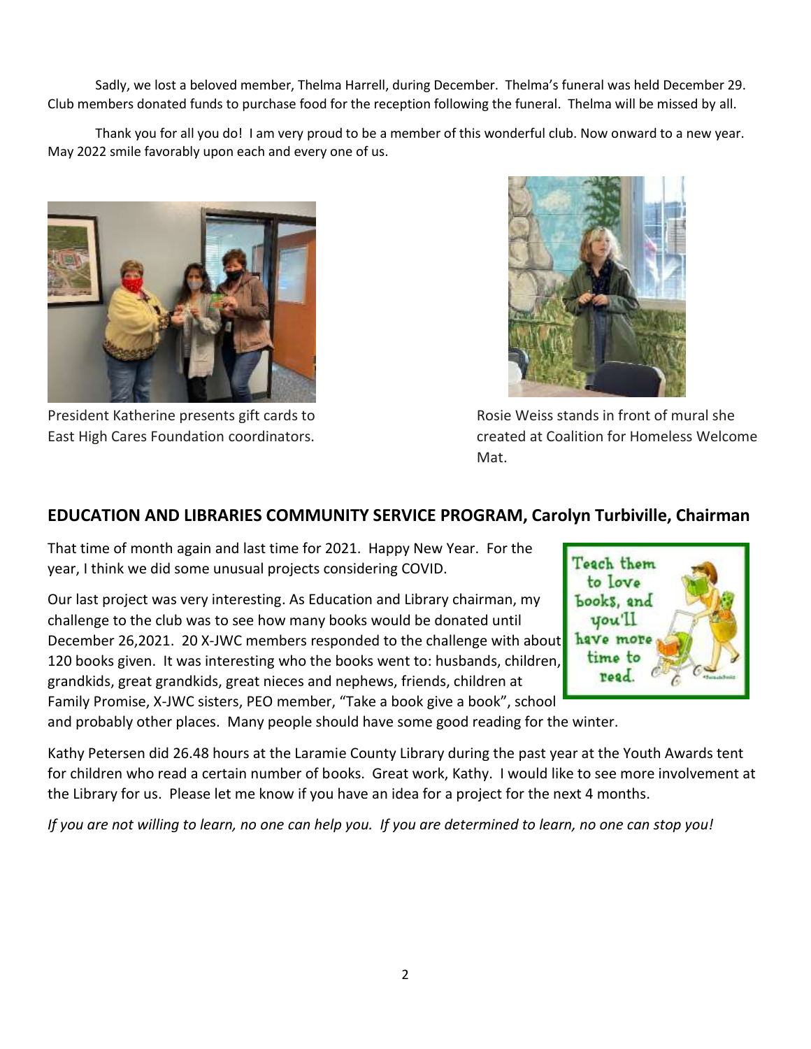Sadly, we lost a beloved member, Thelma Harrell, during December. Thelma's funeral was held December 29. Club members donated funds to purchase food for the reception following the funeral. Thelma will be missed by all.

Thank you for all you do! I am very proud to be a member of this wonderful club. Now onward to a new year. May 2022 smile favorably upon each and every one of us.

President Katherine presents gift cards to East High Cares Foundation coordinators.

Rosie Weiss stands in front of mural she created at Coalition for Homeless Welcome Mat.

## EDUCATION AND LIBRARIES COMMUNITY SERVICE PROGRAM, Carolyn Turbiville, Chairman

That time of month again and last time for 2021. Happy New Year. For the year, I think we did some unusual projects considering COVID.

Our last project was very interesting. As Education and Library chairman, my challenge to the club was to see how many books would be donated until December 26,2021. 20 X-JWC members responded to the challenge with about 120 books given. It was interesting who the books went to: husbands, children, grandkids, great grandkids, great nieces and nephews, friends, children at Family Promise, X-JWC sisters, PEO member, "Take a book give a book", school and probably other places. Many people should have some good reading for the winter.

Kathy Petersen did 26.48 hours at the Laramie County Library during the past year at the Youth Awards tent for children who read a certain number of books. Great work, Kathy. I would like to see more involvement at the Library for us. Please let me know if you have an idea for a project for the next 4 months.

*If you are not willing to learn, no one can help you. If you are determined to learn, no one can stop you!*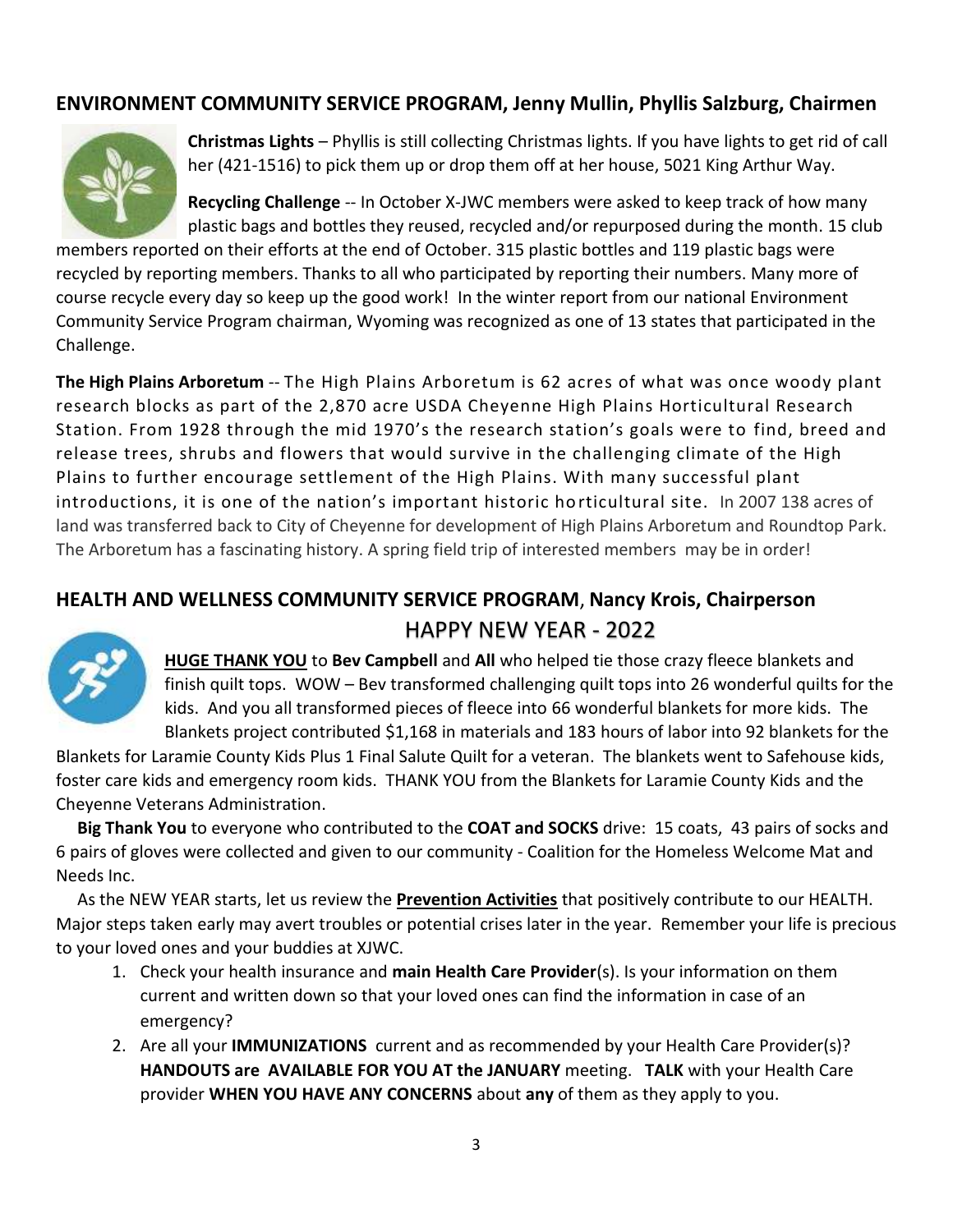## ENVIRONMENT COMMUNITY SERVICE PROGRAM, Jenny Mullin, Phyllis Salzburg, Chairmen

**Christmas Lights** – Phyllis is still collecting Christmas lights. If you have lights to get rid of call her (421-1516) to pick them up or drop them off at her house, 5021 King Arthur Way.

**Recycling Challenge** -- In October X-JWC members were asked to keep track of how many plastic bags and bottles they reused, recycled and/or repurposed during the month. 15 club members reported on their efforts at the end of October. 315 plastic bottles and 119 plastic bags were recycled by reporting members. Thanks to all who participated by reporting their numbers. Many more of course recycle every day so keep up the good work! In the winter report from our national Environment Community Service Program chairman, Wyoming was recognized as one of 13 states that participated in the Challenge.

**The High Plains Arboretum** -- The High Plains Arboretum is 62 acres of what was once woody plant research blocks as part of the 2,870 acre USDA Cheyenne High Plains Horticultural Research Station. From 1928 through the mid 1970's the research station's goals were to find, breed and release trees, shrubs and flowers that would survive in the challenging climate of the High Plains to further encourage settlement of the High Plains. With many successful plant introductions, it is one of the nation's important historic horticultural site. In 2007 138 acres of land was transferred back to City of Cheyenne for development of High Plains Arboretum and Roundtop Park. The Arboretum has a fascinating history. A spring field trip of interested members may be in order!

## HEALTH AND WELLNESS COMMUNITY SERVICE PROGRAM, Nancy Krois, Chairperson

### HAPPY NEW YEAR - 2022

**HUGE THANK YOU** to **Bev Campbell** and **All** who helped tie those crazy fleece blankets and finish quilt tops. WOW – Bev transformed challenging quilt tops into 26 wonderful quilts for the kids. And you all transformed pieces of fleece into 66 wonderful blankets for more kids. The Blankets project contributed $1,168 in materials and 183 hours of labor into 92 blankets for the Blankets for Laramie County Kids Plus 1 Final Salute Quilt for a veteran. The blankets went to Safehouse kids, foster care kids and emergency room kids. THANK YOU from the Blankets for Laramie County Kids and the Cheyenne Veterans Administration.

**Big Thank You** to everyone who contributed to the **COAT and SOCKS** drive: 15 coats, 43 pairs of socks and 6 pairs of gloves were collected and given to our community - Coalition for the Homeless Welcome Mat and Needs Inc.

As the NEW YEAR starts, let us review the **Prevention Activities** that positively contribute to our HEALTH. Major steps taken early may avert troubles or potential crises later in the year. Remember your life is precious to your loved ones and your buddies at XJWC.

1. Check your health insurance and **main Health Care Provider**(s). Is your information on them current and written down so that your loved ones can find the information in case of an emergency?
2. Are all your **IMMUNIZATIONS** current and as recommended by your Health Care Provider(s)? **HANDOUTS are AVAILABLE FOR YOU AT the JANUARY** meeting. **TALK** with your Health Care provider **WHEN YOU HAVE ANY CONCERNS** about **any** of them as they apply to you.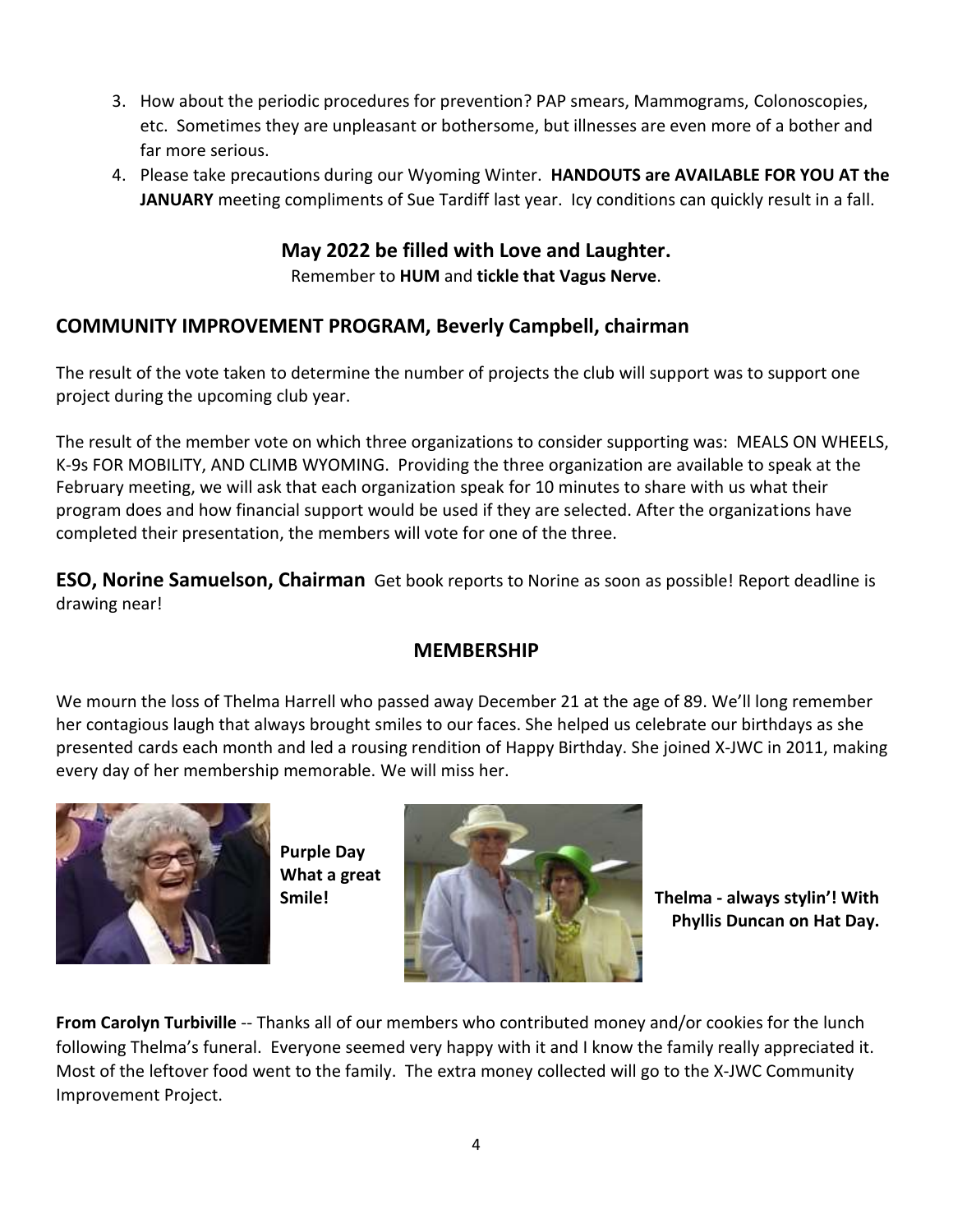3. How about the periodic procedures for prevention? PAP smears, Mammograms, Colonoscopies, etc. Sometimes they are unpleasant or bothersome, but illnesses are even more of a bother and far more serious.
4. Please take precautions during our Wyoming Winter. **HANDOUTS are AVAILABLE FOR YOU AT the JANUARY** meeting compliments of Sue Tardiff last year. Icy conditions can quickly result in a fall.

**May 2022 be filled with Love and Laughter.**

Remember to **HUM** and **tickle that Vagus Nerve**.

## COMMUNITY IMPROVEMENT PROGRAM, Beverly Campbell, chairman

The result of the vote taken to determine the number of projects the club will support was to support one project during the upcoming club year.

The result of the member vote on which three organizations to consider supporting was: MEALS ON WHEELS, K-9s FOR MOBILITY, AND CLIMB WYOMING. Providing the three organization are available to speak at the February meeting, we will ask that each organization speak for 10 minutes to share with us what their program does and how financial support would be used if they are selected. After the organizations have completed their presentation, the members will vote for one of the three.

**ESO, Norine Samuelson, Chairman** Get book reports to Norine as soon as possible! Report deadline is drawing near!

## MEMBERSHIP

We mourn the loss of Thelma Harrell who passed away December 21 at the age of 89. We'll long remember her contagious laugh that always brought smiles to our faces. She helped us celebrate our birthdays as she presented cards each month and led a rousing rendition of Happy Birthday. She joined X-JWC in 2011, making every day of her membership memorable. We will miss her.

**Purple Day What a great Smile!**

**Thelma - always stylin'! With Phyllis Duncan on Hat Day.**

**From Carolyn Turbiville** -- Thanks all of our members who contributed money and/or cookies for the lunch following Thelma's funeral. Everyone seemed very happy with it and I know the family really appreciated it. Most of the leftover food went to the family. The extra money collected will go to the X-JWC Community Improvement Project.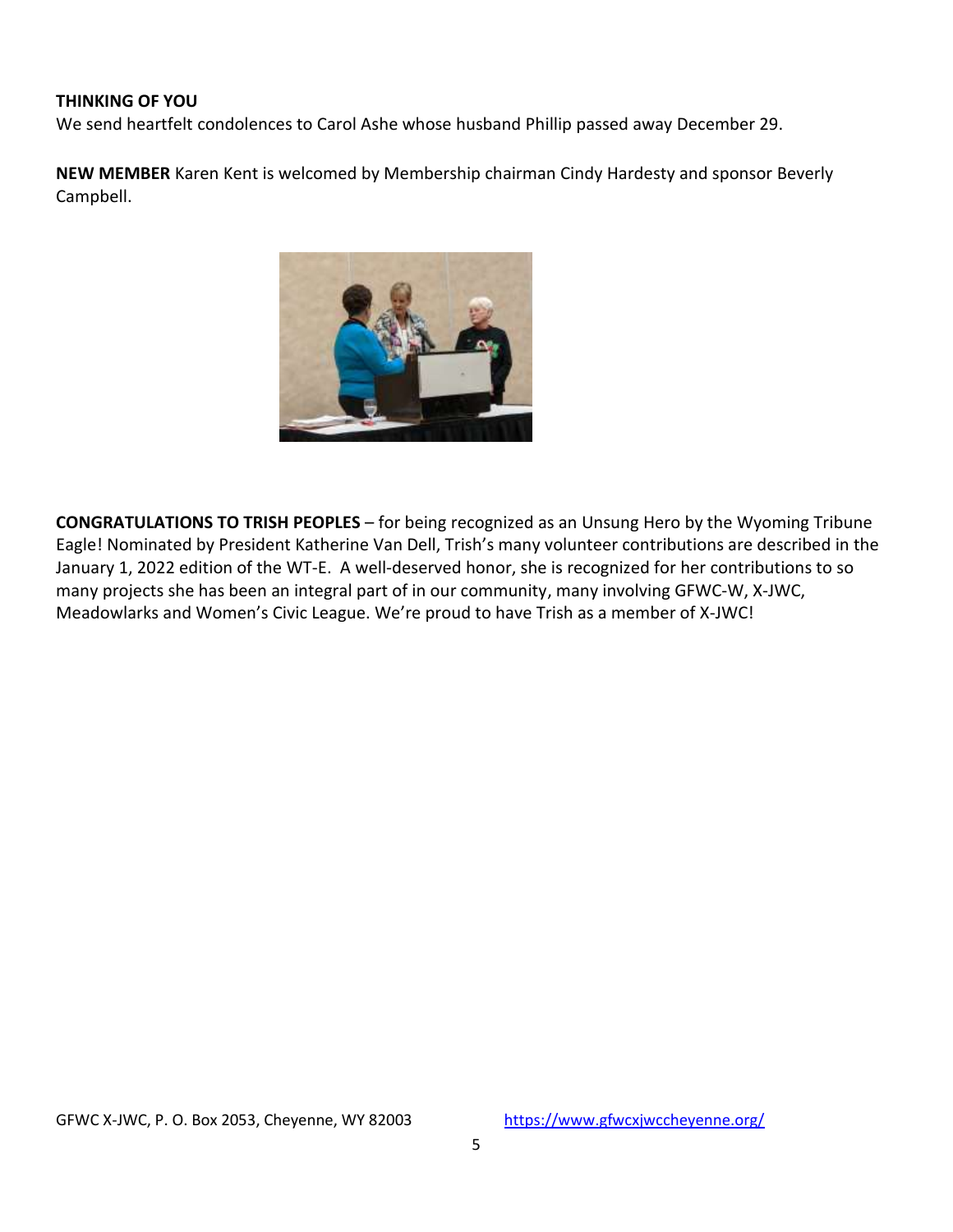**THINKING OF YOU**
We send heartfelt condolences to Carol Ashe whose husband Phillip passed away December 29.

**NEW MEMBER** Karen Kent is welcomed by Membership chairman Cindy Hardesty and sponsor Beverly Campbell.

**CONGRATULATIONS TO TRISH PEOPLES** – for being recognized as an Unsung Hero by the Wyoming Tribune Eagle! Nominated by President Katherine Van Dell, Trish's many volunteer contributions are described in the January 1, 2022 edition of the WT-E. A well-deserved honor, she is recognized for her contributions to so many projects she has been an integral part of in our community, many involving GFWC-W, X-JWC, Meadowlarks and Women's Civic League. We're proud to have Trish as a member of X-JWC!

GFWC X-JWC, P. O. Box 2053, Cheyenne, WY 82003 https://www.gfwcxjwccheyenne.org/